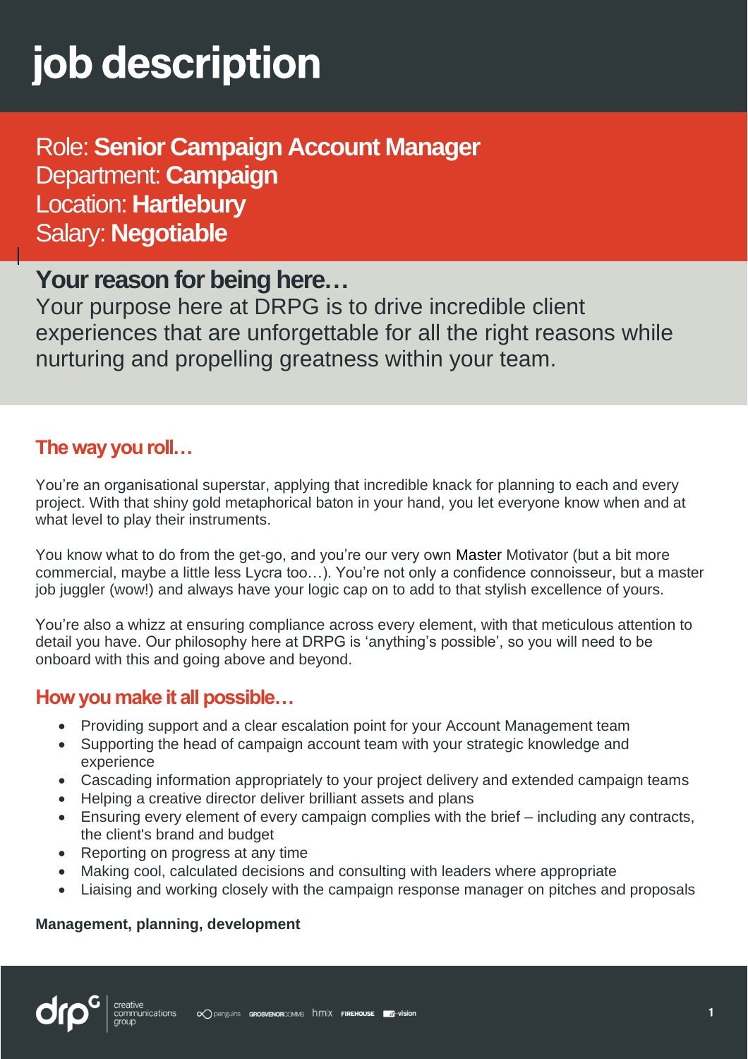# job description

Role: **Senior Campaign Account Manager**
Department: **Campaign**
Location: **Hartlebury**
Salary: **Negotiable**

## Your reason for being here…

Your purpose here at DRPG is to drive incredible client experiences that are unforgettable for all the right reasons while nurturing and propelling greatness within your team.

### The way you roll…

You're an organisational superstar, applying that incredible knack for planning to each and every project. With that shiny gold metaphorical baton in your hand, you let everyone know when and at what level to play their instruments.

You know what to do from the get-go, and you're our very own Master Motivator (but a bit more commercial, maybe a little less Lycra too…). You're not only a confidence connoisseur, but a master job juggler (wow!) and always have your logic cap on to add to that stylish excellence of yours.

You're also a whizz at ensuring compliance across every element, with that meticulous attention to detail you have. Our philosophy here at DRPG is 'anything's possible', so you will need to be onboard with this and going above and beyond.

### How you make it all possible…

- Providing support and a clear escalation point for your Account Management team
- Supporting the head of campaign account team with your strategic knowledge and experience
- Cascading information appropriately to your project delivery and extended campaign teams
- Helping a creative director deliver brilliant assets and plans
- Ensuring every element of every campaign complies with the brief – including any contracts, the client's brand and budget
- Reporting on progress at any time
- Making cool, calculated decisions and consulting with leaders where appropriate
- Liaising and working closely with the campaign response manager on pitches and proposals

**Management, planning, development**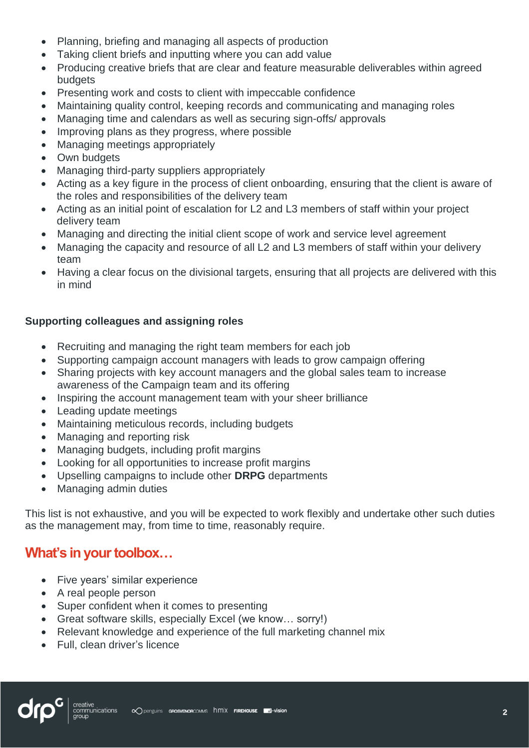- Planning, briefing and managing all aspects of production
- Taking client briefs and inputting where you can add value
- Producing creative briefs that are clear and feature measurable deliverables within agreed budgets
- Presenting work and costs to client with impeccable confidence
- Maintaining quality control, keeping records and communicating and managing roles
- Managing time and calendars as well as securing sign-offs/ approvals
- Improving plans as they progress, where possible
- Managing meetings appropriately
- Own budgets
- Managing third-party suppliers appropriately
- Acting as a key figure in the process of client onboarding, ensuring that the client is aware of the roles and responsibilities of the delivery team
- Acting as an initial point of escalation for L2 and L3 members of staff within your project delivery team
- Managing and directing the initial client scope of work and service level agreement
- Managing the capacity and resource of all L2 and L3 members of staff within your delivery team
- Having a clear focus on the divisional targets, ensuring that all projects are delivered with this in mind

**Supporting colleagues and assigning roles**

- Recruiting and managing the right team members for each job
- Supporting campaign account managers with leads to grow campaign offering
- Sharing projects with key account managers and the global sales team to increase awareness of the Campaign team and its offering
- Inspiring the account management team with your sheer brilliance
- Leading update meetings
- Maintaining meticulous records, including budgets
- Managing and reporting risk
- Managing budgets, including profit margins
- Looking for all opportunities to increase profit margins
- Upselling campaigns to include other **DRPG** departments
- Managing admin duties

This list is not exhaustive, and you will be expected to work flexibly and undertake other such duties as the management may, from time to time, reasonably require.

## What's in your toolbox…

- Five years' similar experience
- A real people person
- Super confident when it comes to presenting
- Great software skills, especially Excel (we know… sorry!)
- Relevant knowledge and experience of the full marketing channel mix
- Full, clean driver's licence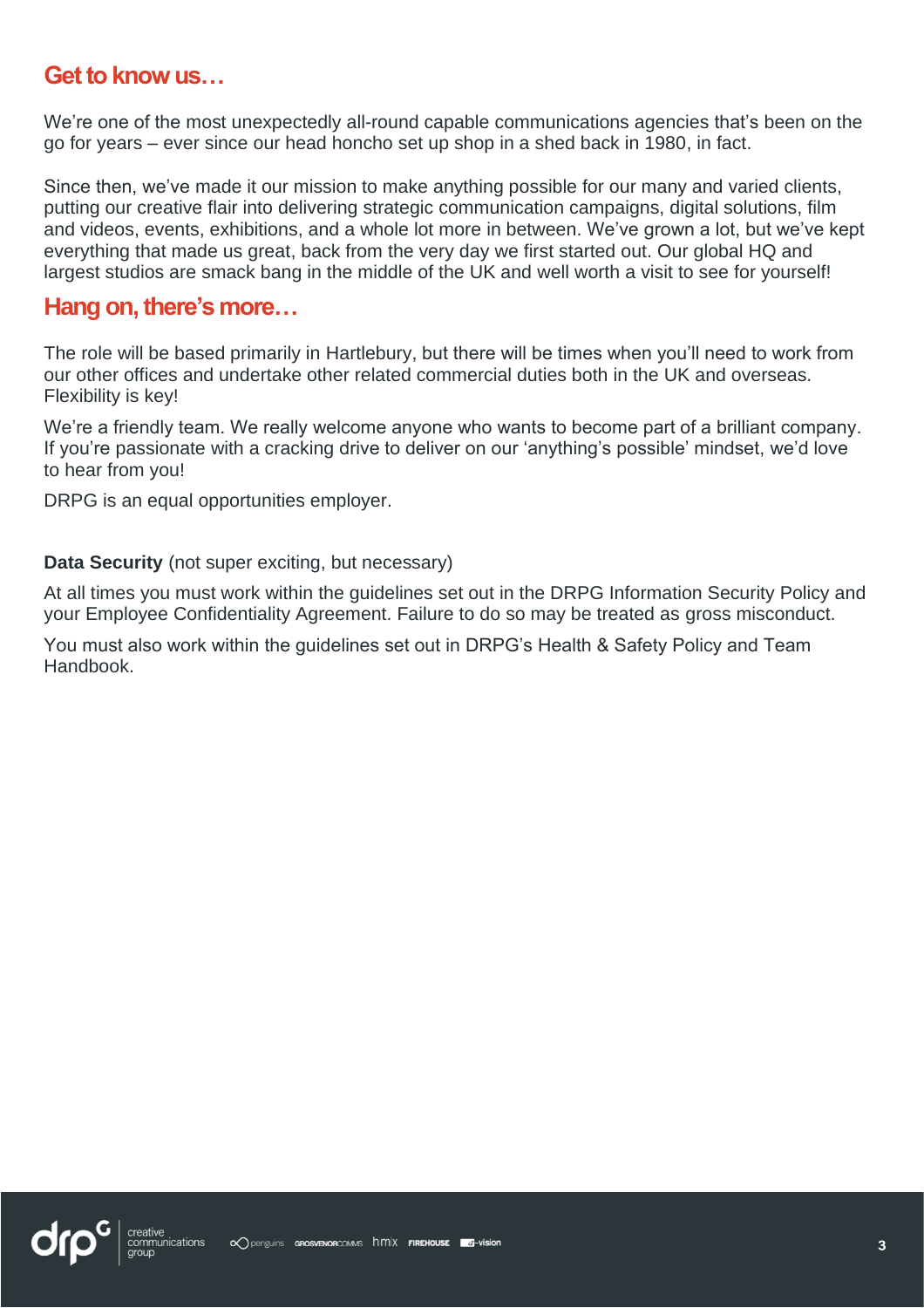## Get to know us…

We're one of the most unexpectedly all-round capable communications agencies that's been on the go for years – ever since our head honcho set up shop in a shed back in 1980, in fact.

Since then, we've made it our mission to make anything possible for our many and varied clients, putting our creative flair into delivering strategic communication campaigns, digital solutions, film and videos, events, exhibitions, and a whole lot more in between. We've grown a lot, but we've kept everything that made us great, back from the very day we first started out. Our global HQ and largest studios are smack bang in the middle of the UK and well worth a visit to see for yourself!

## Hang on, there's more…

The role will be based primarily in Hartlebury, but there will be times when you'll need to work from our other offices and undertake other related commercial duties both in the UK and overseas. Flexibility is key!

We're a friendly team. We really welcome anyone who wants to become part of a brilliant company. If you're passionate with a cracking drive to deliver on our 'anything's possible' mindset, we'd love to hear from you!

DRPG is an equal opportunities employer.

**Data Security** (not super exciting, but necessary)

At all times you must work within the guidelines set out in the DRPG Information Security Policy and your Employee Confidentiality Agreement. Failure to do so may be treated as gross misconduct.

You must also work within the guidelines set out in DRPG's Health & Safety Policy and Team Handbook.